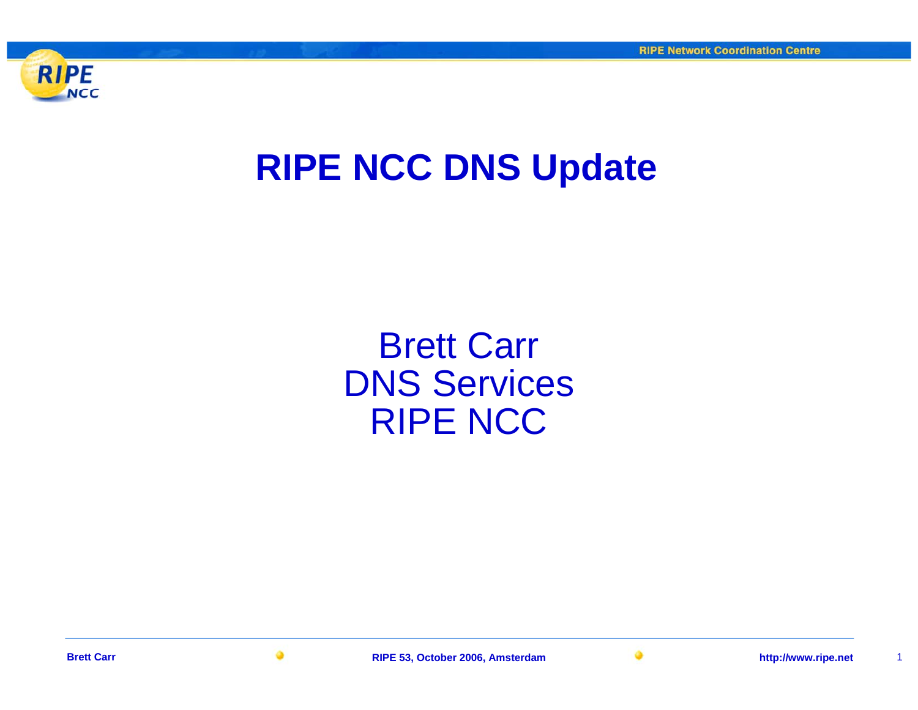# RIPE NCC DNS Update

Brett Carr
DNS Services
RIPE NCC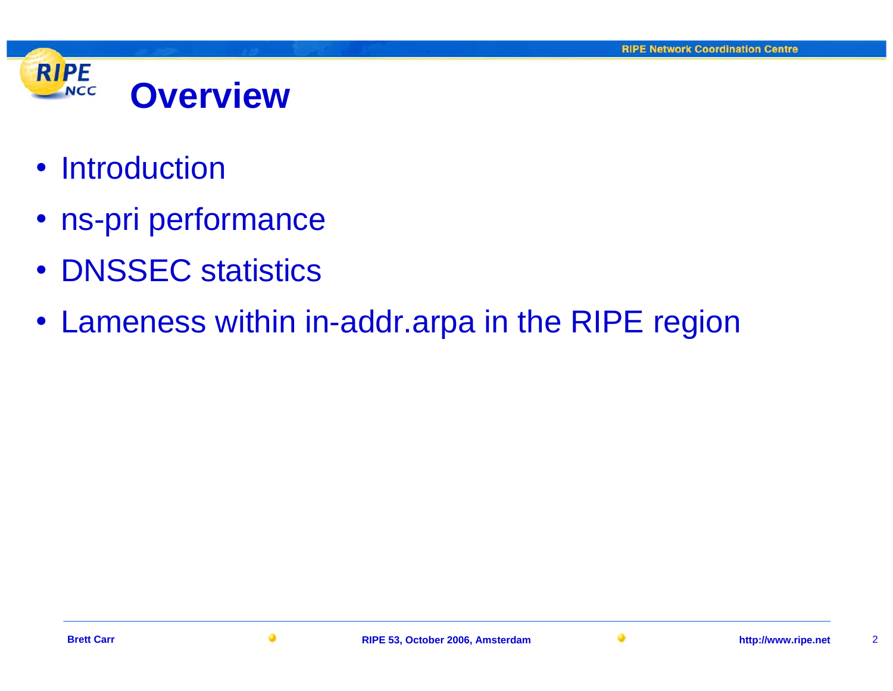# Overview

- Introduction
- ns-pri performance
- DNSSEC statistics
- Lameness within in-addr.arpa in the RIPE region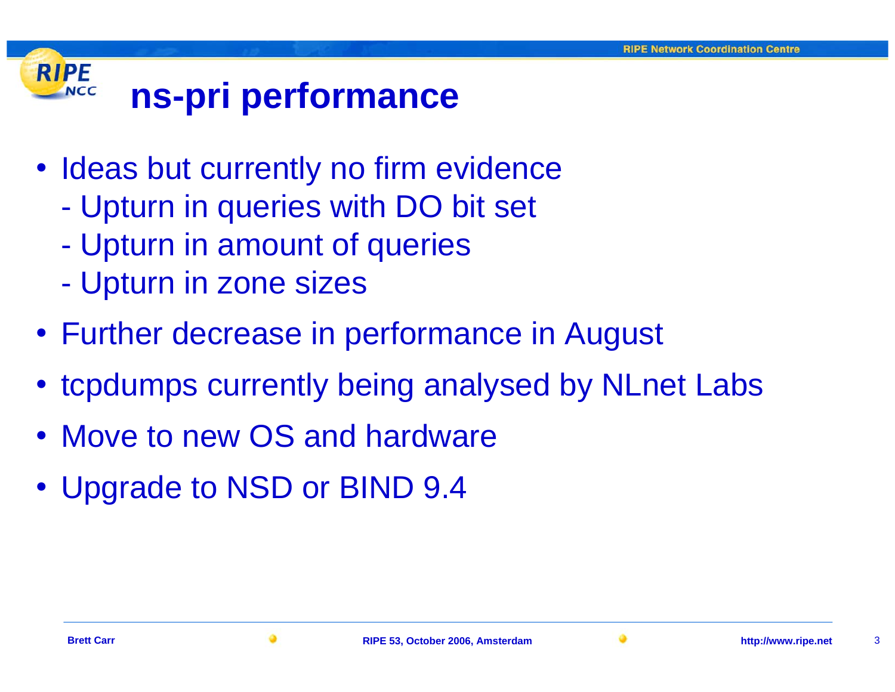# ns-pri performance

- Ideas but currently no firm evidence
  - Upturn in queries with DO bit set
  - Upturn in amount of queries
  - Upturn in zone sizes
- Further decrease in performance in August
- tcpdumps currently being analysed by NLnet Labs
- Move to new OS and hardware
- Upgrade to NSD or BIND 9.4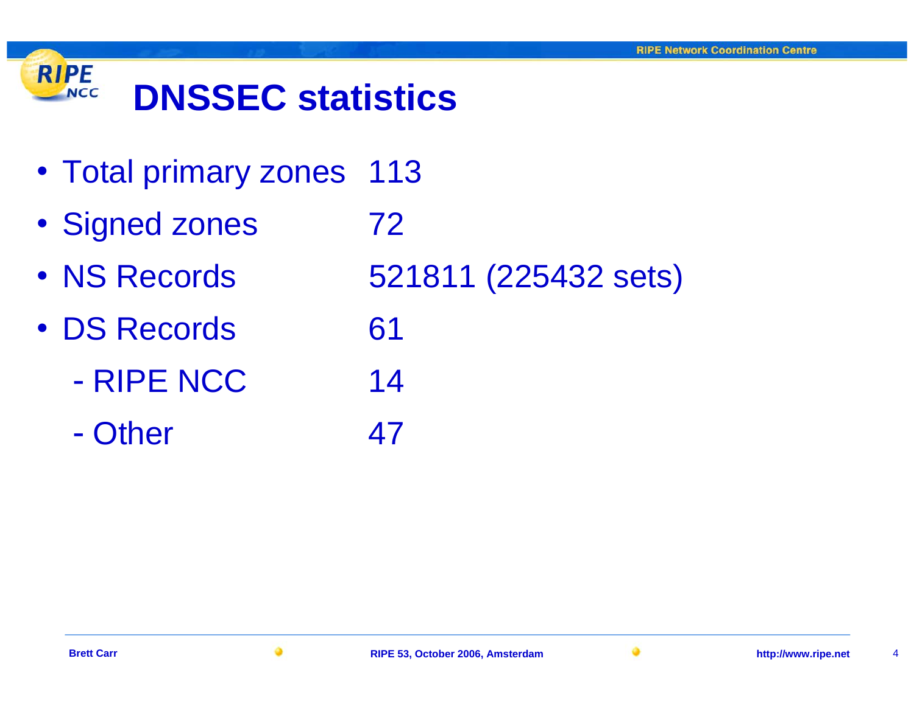# DNSSEC statistics

- Total primary zones 113
- Signed zones 72
- NS Records 521811 (225432 sets)
- DS Records 61
  - RIPE NCC 14
  - Other 47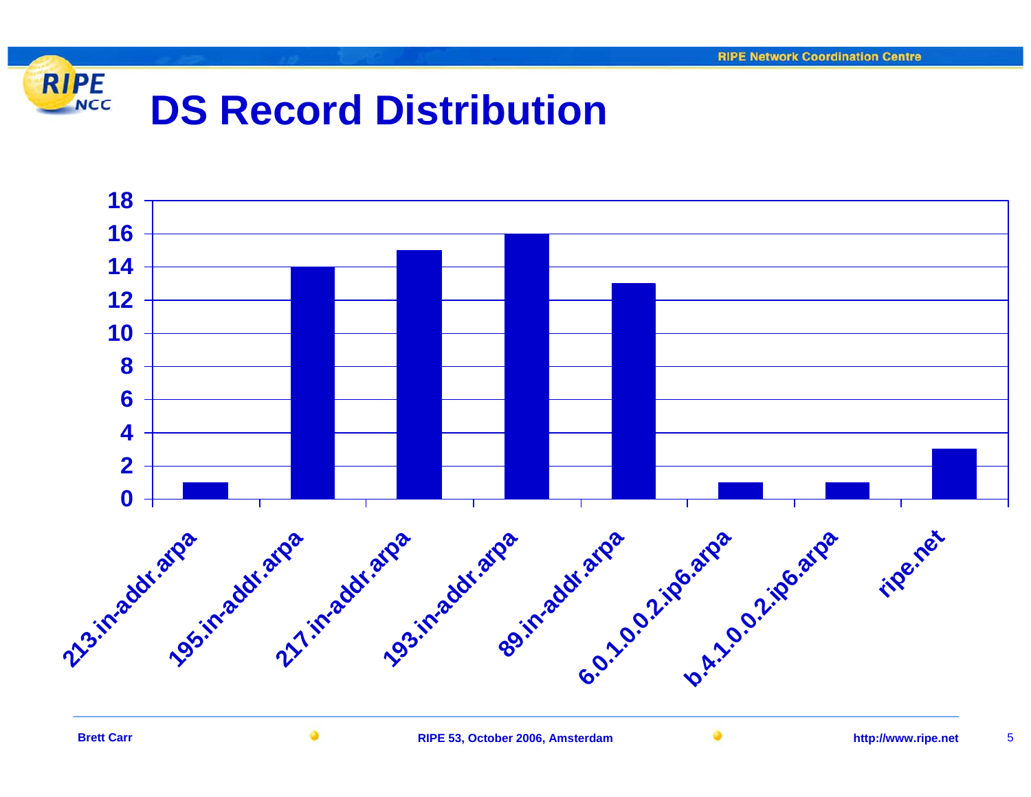# DS Record Distribution

| Zone | DS Records |
|---|---|
| 213.in-addr.arpa | 1 |
| 195.in-addr.arpa | 14 |
| 217.in-addr.arpa | 15 |
| 193.in-addr.arpa | 16 |
| 89.in-addr.arpa | 13 |
| 6.0.1.0.0.2.ip6.arpa | 1 |
| b.4.1.0.0.2.ip6.arpa | 1 |
| ripe.net | 3 |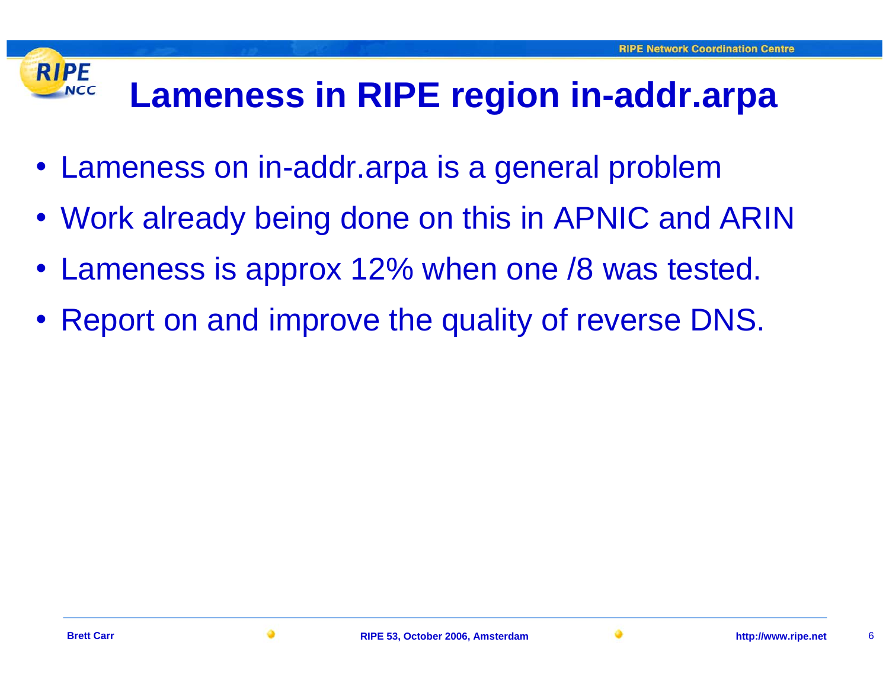# Lameness in RIPE region in-addr.arpa

- Lameness on in-addr.arpa is a general problem
- Work already being done on this in APNIC and ARIN
- Lameness is approx 12% when one /8 was tested.
- Report on and improve the quality of reverse DNS.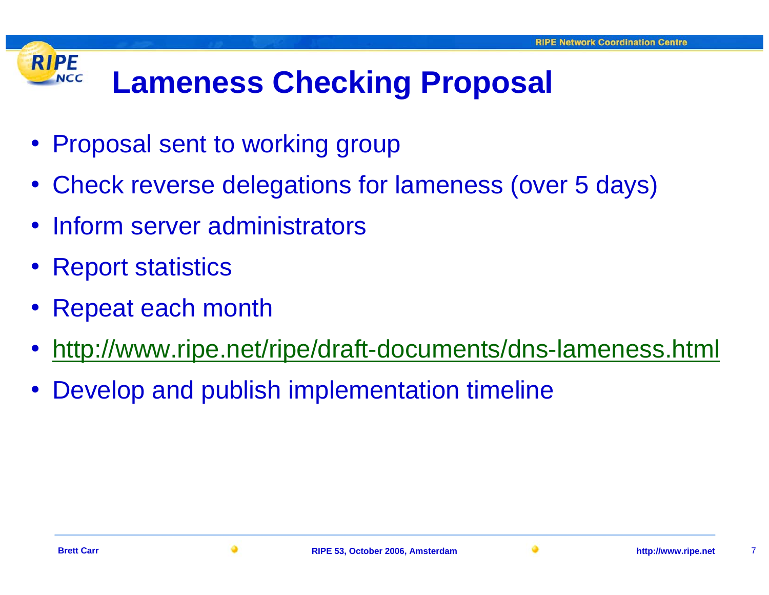# Lameness Checking Proposal

- Proposal sent to working group
- Check reverse delegations for lameness (over 5 days)
- Inform server administrators
- Report statistics
- Repeat each month
- http://www.ripe.net/ripe/draft-documents/dns-lameness.html
- Develop and publish implementation timeline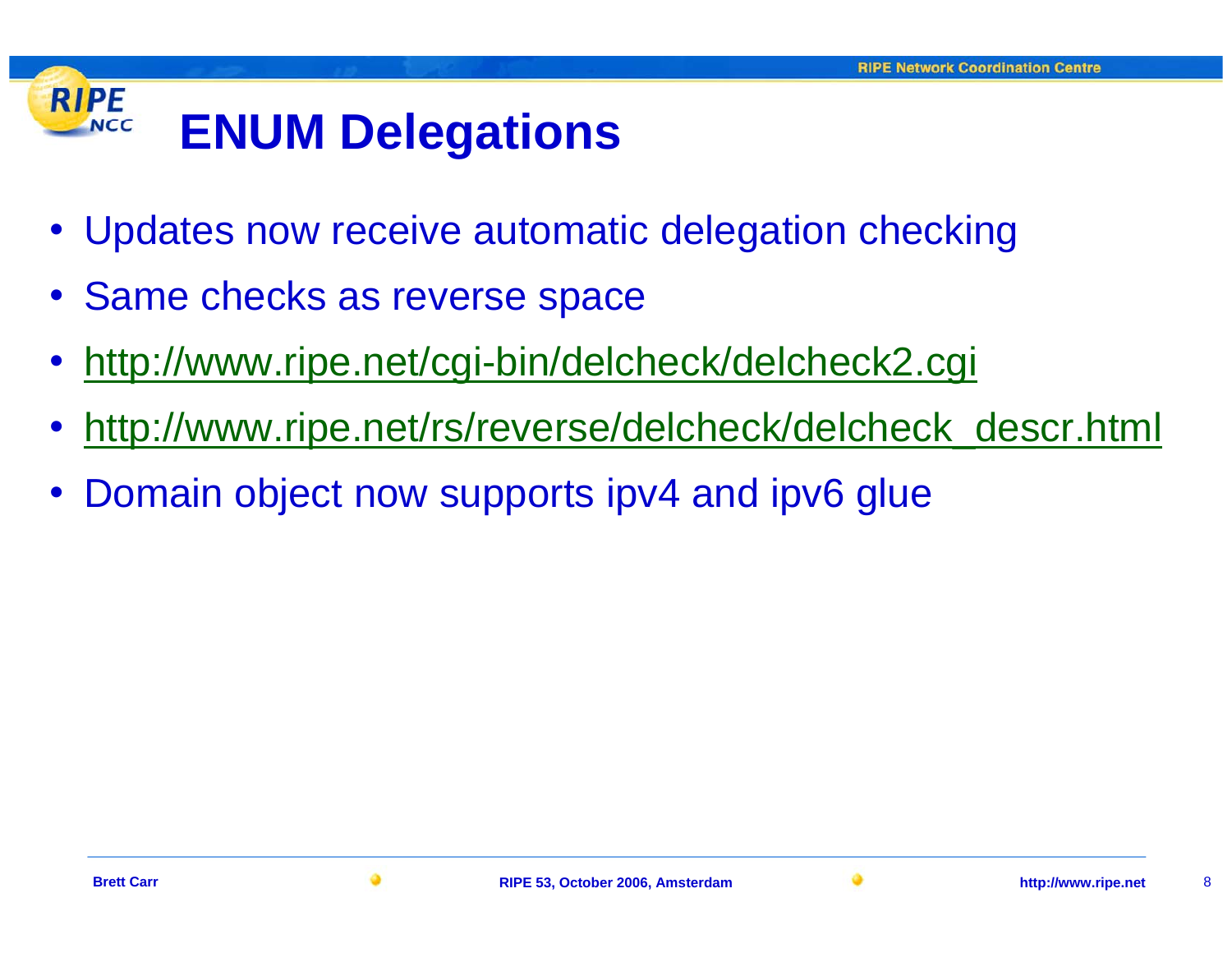# ENUM Delegations

- Updates now receive automatic delegation checking
- Same checks as reverse space
- http://www.ripe.net/cgi-bin/delcheck/delcheck2.cgi
- http://www.ripe.net/rs/reverse/delcheck/delcheck_descr.html
- Domain object now supports ipv4 and ipv6 glue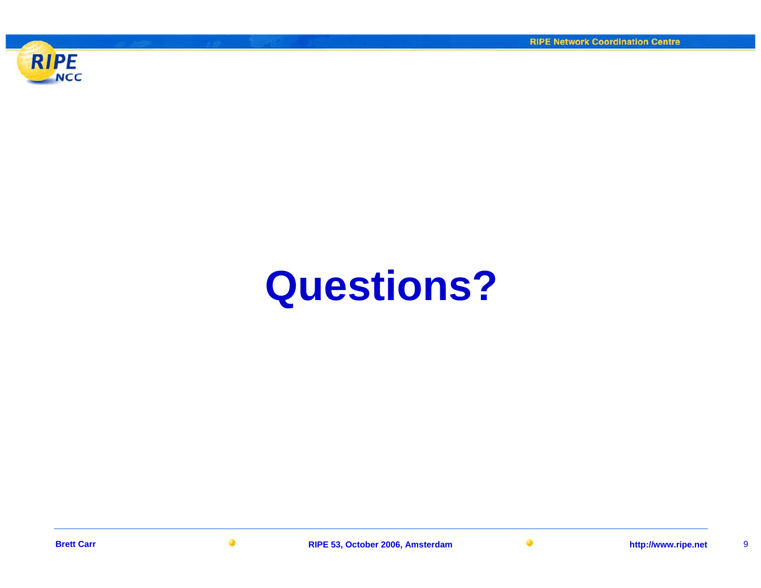# Questions?